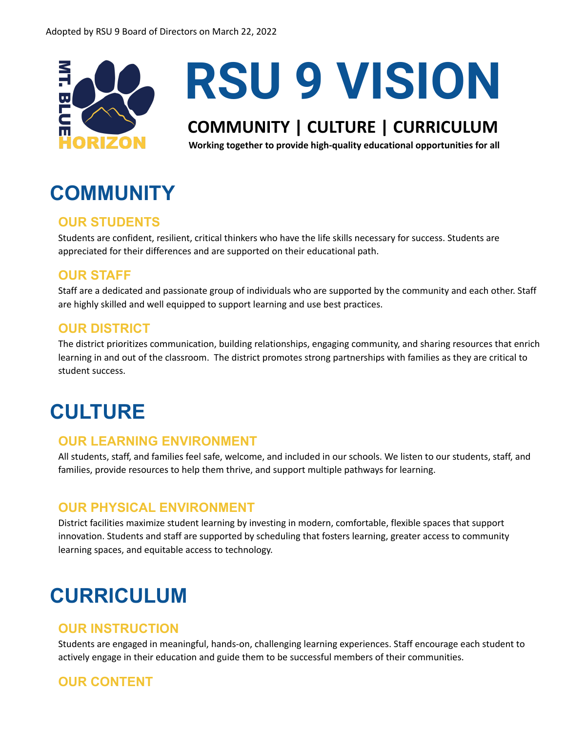Adopted by RSU 9 Board of Directors on March 22, 2022

MT. BLUE HORIZON

# RSU 9 VISION

**COMMUNITY | CULTURE | CURRICULUM**

**Working together to provide high-quality educational opportunities for all**

# COMMUNITY

## OUR STUDENTS

Students are confident, resilient, critical thinkers who have the life skills necessary for success. Students are appreciated for their differences and are supported on their educational path.

## OUR STAFF

Staff are a dedicated and passionate group of individuals who are supported by the community and each other. Staff are highly skilled and well equipped to support learning and use best practices.

## OUR DISTRICT

The district prioritizes communication, building relationships, engaging community, and sharing resources that enrich learning in and out of the classroom. The district promotes strong partnerships with families as they are critical to student success.

# CULTURE

## OUR LEARNING ENVIRONMENT

All students, staff, and families feel safe, welcome, and included in our schools. We listen to our students, staff, and families, provide resources to help them thrive, and support multiple pathways for learning.

## OUR PHYSICAL ENVIRONMENT

District facilities maximize student learning by investing in modern, comfortable, flexible spaces that support innovation. Students and staff are supported by scheduling that fosters learning, greater access to community learning spaces, and equitable access to technology.

# CURRICULUM

## OUR INSTRUCTION

Students are engaged in meaningful, hands-on, challenging learning experiences. Staff encourage each student to actively engage in their education and guide them to be successful members of their communities.

## OUR CONTENT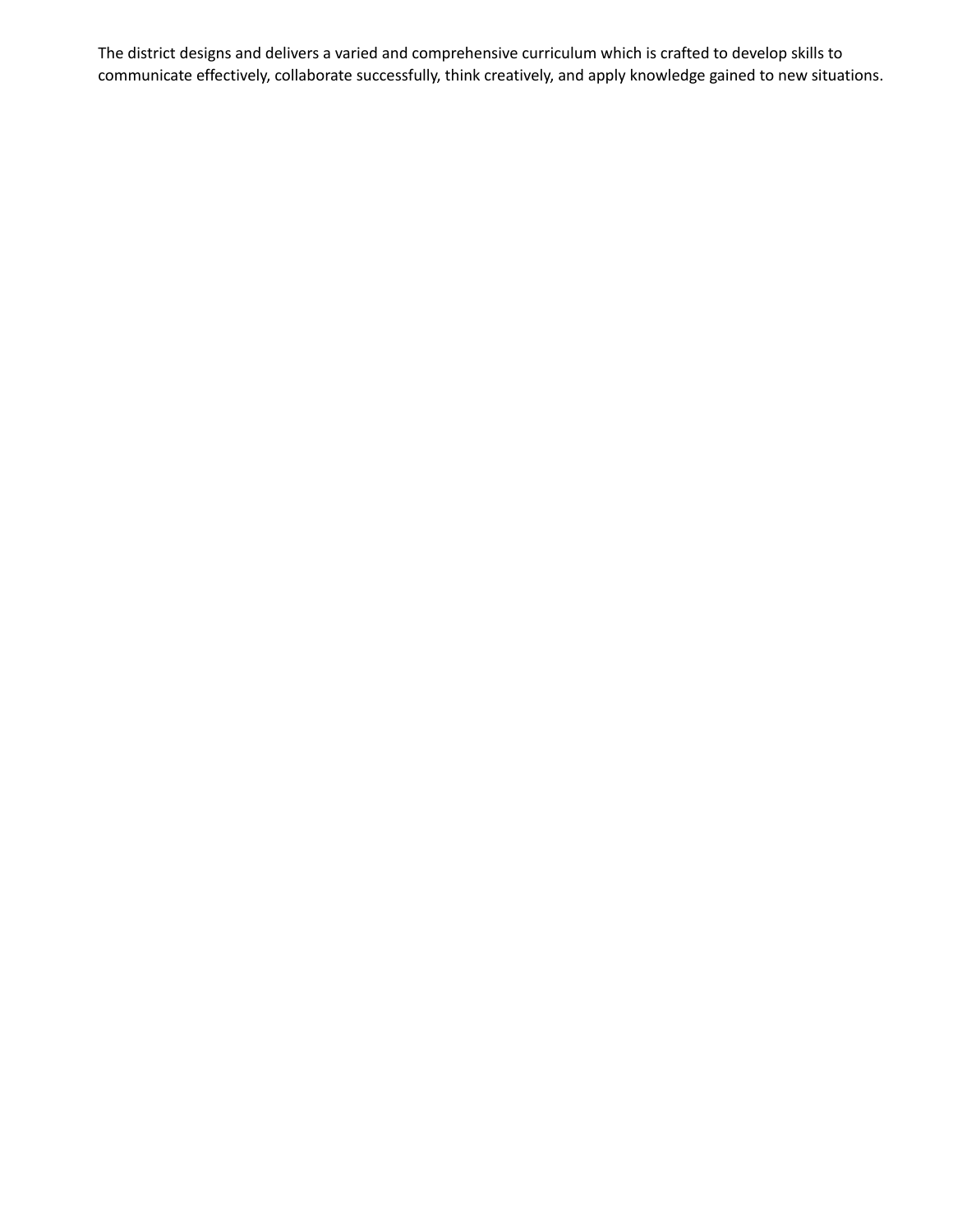The district designs and delivers a varied and comprehensive curriculum which is crafted to develop skills to communicate effectively, collaborate successfully, think creatively, and apply knowledge gained to new situations.